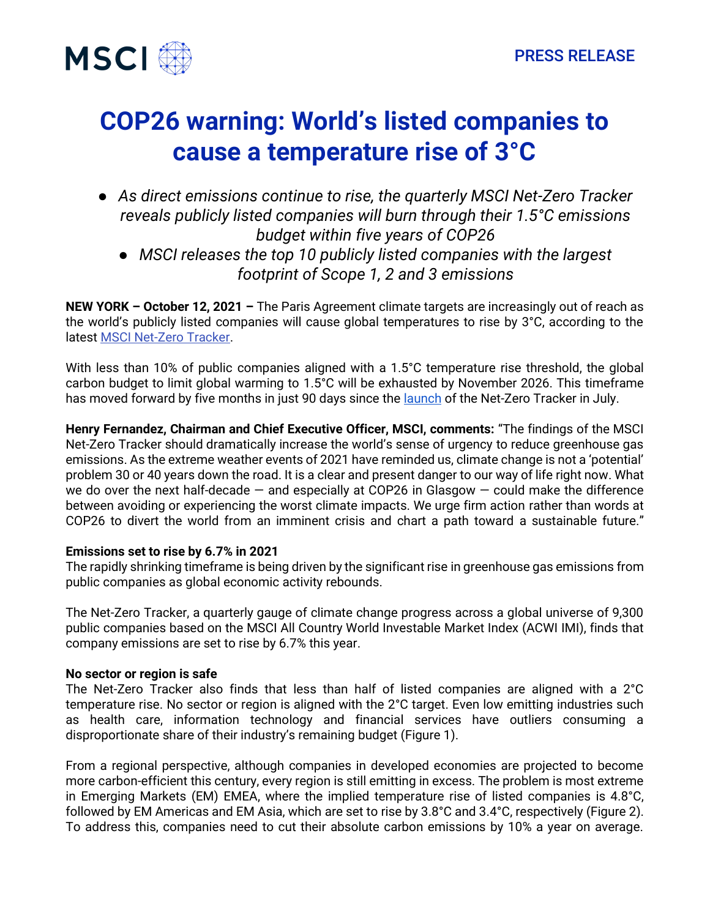MSCI

PRESS RELEASE

# COP26 warning: World's listed companies to cause a temperature rise of 3°C

- *As direct emissions continue to rise, the quarterly MSCI Net-Zero Tracker reveals publicly listed companies will burn through their 1.5°C emissions budget within five years of COP26*
- *MSCI releases the top 10 publicly listed companies with the largest footprint of Scope 1, 2 and 3 emissions*

**NEW YORK – October 12, 2021 –** The Paris Agreement climate targets are increasingly out of reach as the world's publicly listed companies will cause global temperatures to rise by 3°C, according to the latest [MSCI Net-Zero Tracker](#).

With less than 10% of public companies aligned with a 1.5°C temperature rise threshold, the global carbon budget to limit global warming to 1.5°C will be exhausted by November 2026. This timeframe has moved forward by five months in just 90 days since the [launch](#) of the Net-Zero Tracker in July.

**Henry Fernandez, Chairman and Chief Executive Officer, MSCI, comments:** "The findings of the MSCI Net-Zero Tracker should dramatically increase the world's sense of urgency to reduce greenhouse gas emissions. As the extreme weather events of 2021 have reminded us, climate change is not a 'potential' problem 30 or 40 years down the road. It is a clear and present danger to our way of life right now. What we do over the next half-decade — and especially at COP26 in Glasgow — could make the difference between avoiding or experiencing the worst climate impacts. We urge firm action rather than words at COP26 to divert the world from an imminent crisis and chart a path toward a sustainable future."

**Emissions set to rise by 6.7% in 2021**

The rapidly shrinking timeframe is being driven by the significant rise in greenhouse gas emissions from public companies as global economic activity rebounds.

The Net-Zero Tracker, a quarterly gauge of climate change progress across a global universe of 9,300 public companies based on the MSCI All Country World Investable Market Index (ACWI IMI), finds that company emissions are set to rise by 6.7% this year.

**No sector or region is safe**

The Net-Zero Tracker also finds that less than half of listed companies are aligned with a 2°C temperature rise. No sector or region is aligned with the 2°C target. Even low emitting industries such as health care, information technology and financial services have outliers consuming a disproportionate share of their industry's remaining budget (Figure 1).

From a regional perspective, although companies in developed economies are projected to become more carbon-efficient this century, every region is still emitting in excess. The problem is most extreme in Emerging Markets (EM) EMEA, where the implied temperature rise of listed companies is 4.8°C, followed by EM Americas and EM Asia, which are set to rise by 3.8°C and 3.4°C, respectively (Figure 2). To address this, companies need to cut their absolute carbon emissions by 10% a year on average.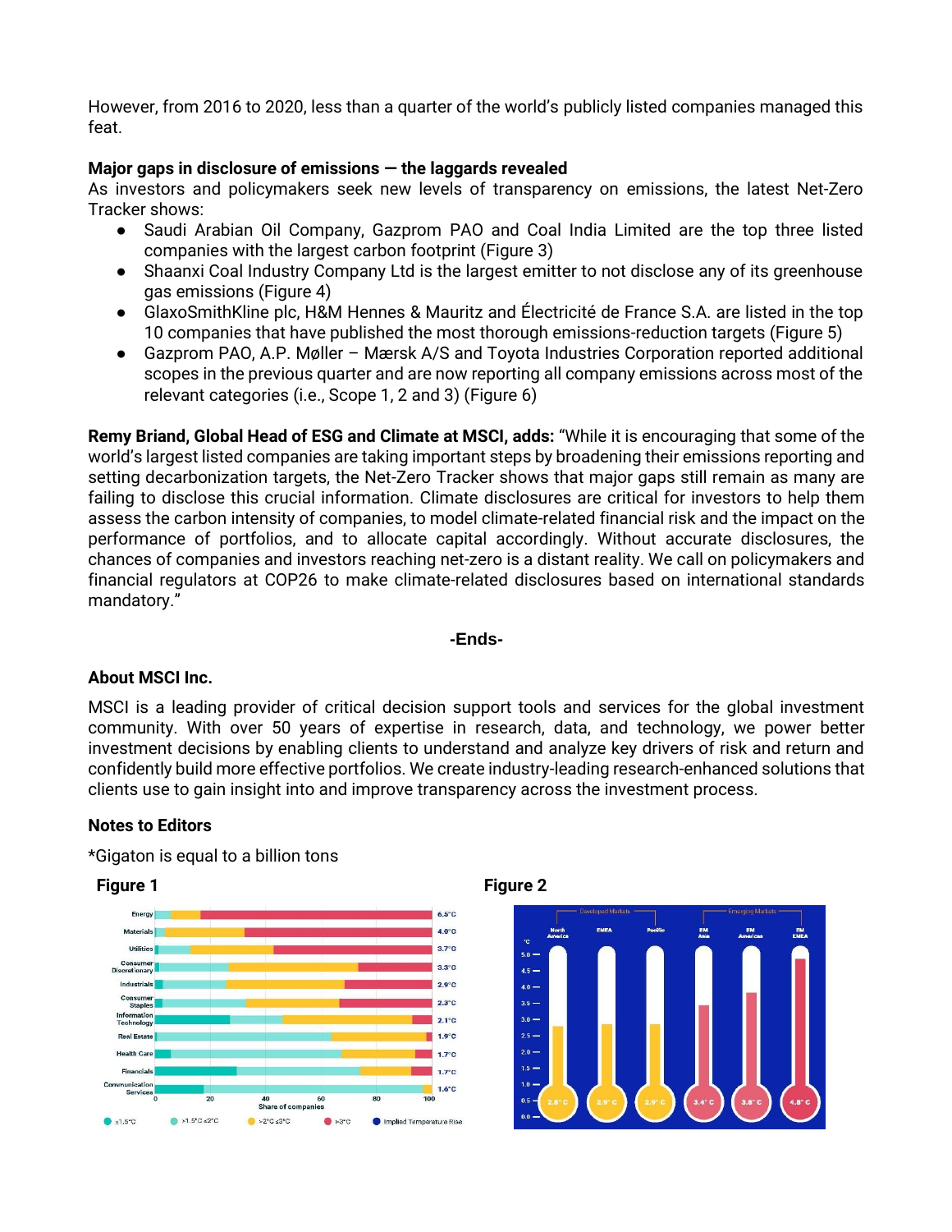However, from 2016 to 2020, less than a quarter of the world's publicly listed companies managed this feat.

**Major gaps in disclosure of emissions — the laggards revealed**

As investors and policymakers seek new levels of transparency on emissions, the latest Net-Zero Tracker shows:

- Saudi Arabian Oil Company, Gazprom PAO and Coal India Limited are the top three listed companies with the largest carbon footprint (Figure 3)
- Shaanxi Coal Industry Company Ltd is the largest emitter to not disclose any of its greenhouse gas emissions (Figure 4)
- GlaxoSmithKline plc, H&M Hennes & Mauritz and Électricité de France S.A. are listed in the top 10 companies that have published the most thorough emissions-reduction targets (Figure 5)
- Gazprom PAO, A.P. Møller – Mærsk A/S and Toyota Industries Corporation reported additional scopes in the previous quarter and are now reporting all company emissions across most of the relevant categories (i.e., Scope 1, 2 and 3) (Figure 6)

**Remy Briand, Global Head of ESG and Climate at MSCI, adds:** "While it is encouraging that some of the world's largest listed companies are taking important steps by broadening their emissions reporting and setting decarbonization targets, the Net-Zero Tracker shows that major gaps still remain as many are failing to disclose this crucial information. Climate disclosures are critical for investors to help them assess the carbon intensity of companies, to model climate-related financial risk and the impact on the performance of portfolios, and to allocate capital accordingly. Without accurate disclosures, the chances of companies and investors reaching net-zero is a distant reality. We call on policymakers and financial regulators at COP26 to make climate-related disclosures based on international standards mandatory."

**-Ends-**

**About MSCI Inc.**

MSCI is a leading provider of critical decision support tools and services for the global investment community. With over 50 years of expertise in research, data, and technology, we power better investment decisions by enabling clients to understand and analyze key drivers of risk and return and confidently build more effective portfolios. We create industry-leading research-enhanced solutions that clients use to gain insight into and improve transparency across the investment process.

**Notes to Editors**

*Gigaton is equal to a billion tons

**Figure 1**

**Figure 2**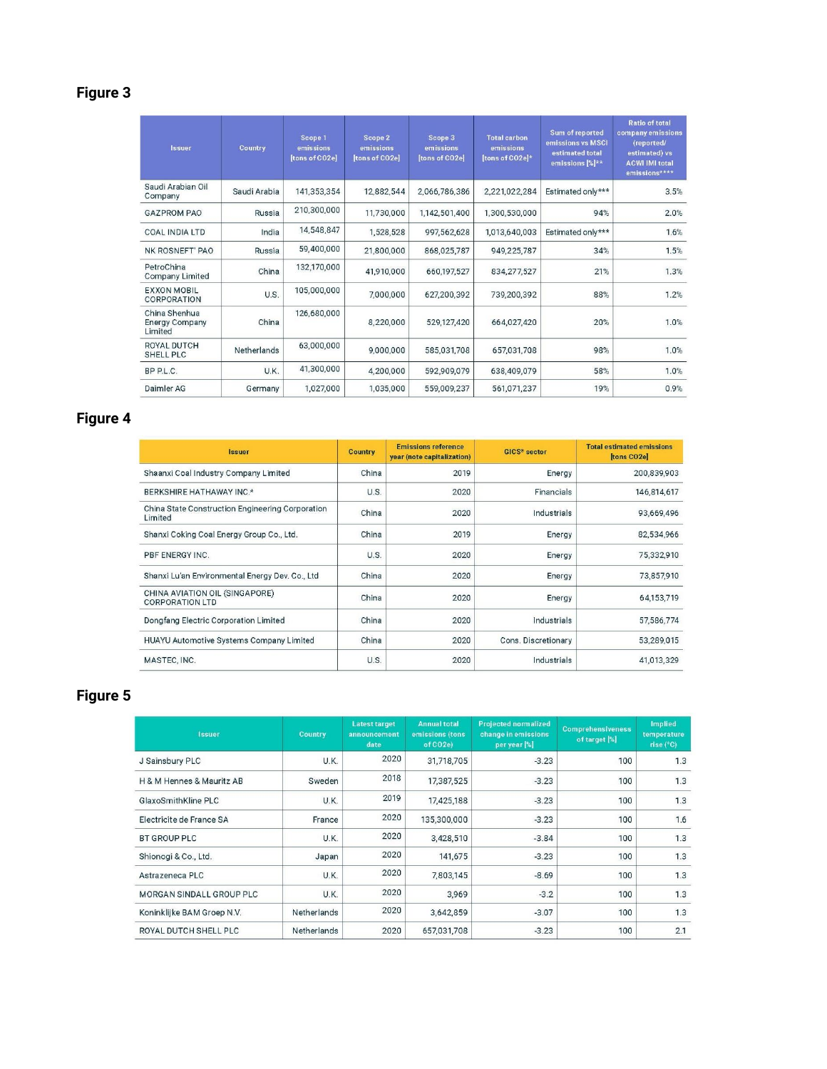## Figure 3

| Issuer | Country | Scope 1 emissions [tons of CO2e] | Scope 2 emissions [tons of CO2e] | Scope 3 emissions [tons of CO2e] | Total carbon emissions [tons of CO2e]* | Sum of reported emissions vs MSCI estimated total emissions [%]** | Ratio of total company emissions (reported/ estimated) vs ACWI IMI total emissions**** |
|---|---|---|---|---|---|---|---|
| Saudi Arabian Oil Company | Saudi Arabia | 141,353,354 | 12,882,544 | 2,066,786,386 | 2,221,022,284 | Estimated only*** | 3.5% |
| GAZPROM PAO | Russia | 210,300,000 | 11,730,000 | 1,142,501,400 | 1,300,530,000 | 94% | 2.0% |
| COAL INDIA LTD | India | 14,548,847 | 1,528,528 | 997,562,628 | 1,013,640,003 | Estimated only*** | 1.6% |
| NK ROSNEFT' PAO | Russia | 59,400,000 | 21,800,000 | 868,025,787 | 949,225,787 | 34% | 1.5% |
| PetroChina Company Limited | China | 132,170,000 | 41,910,000 | 660,197,527 | 834,277,527 | 21% | 1.3% |
| EXXON MOBIL CORPORATION | U.S. | 105,000,000 | 7,000,000 | 627,200,392 | 739,200,392 | 88% | 1.2% |
| China Shenhua Energy Company Limited | China | 126,680,000 | 8,220,000 | 529,127,420 | 664,027,420 | 20% | 1.0% |
| ROYAL DUTCH SHELL PLC | Netherlands | 63,000,000 | 9,000,000 | 585,031,708 | 657,031,708 | 98% | 1.0% |
| BP P.L.C. | U.K. | 41,300,000 | 4,200,000 | 592,909,079 | 638,409,079 | 58% | 1.0% |
| Daimler AG | Germany | 1,027,000 | 1,035,000 | 559,009,237 | 561,071,237 | 19% | 0.9% |

## Figure 4

| Issuer | Country | Emissions reference year (note capitalization) | GICS® sector | Total estimated emissions [tons CO2e] |
|---|---|---|---|---|
| Shaanxi Coal Industry Company Limited | China | 2019 | Energy | 200,839,903 |
| BERKSHIRE HATHAWAY INC.* | U.S. | 2020 | Financials | 146,814,617 |
| China State Construction Engineering Corporation Limited | China | 2020 | Industrials | 93,669,496 |
| Shanxi Coking Coal Energy Group Co., Ltd. | China | 2019 | Energy | 82,534,966 |
| PBF ENERGY INC. | U.S. | 2020 | Energy | 75,332,910 |
| Shanxi Lu'an Environmental Energy Dev. Co., Ltd | China | 2020 | Energy | 73,857,910 |
| CHINA AVIATION OIL (SINGAPORE) CORPORATION LTD | China | 2020 | Energy | 64,153,719 |
| Dongfang Electric Corporation Limited | China | 2020 | Industrials | 57,586,774 |
| HUAYU Automotive Systems Company Limited | China | 2020 | Cons. Discretionary | 53,289,015 |
| MASTEC, INC. | U.S. | 2020 | Industrials | 41,013,329 |

## Figure 5

| Issuer | Country | Latest target announcement date | Annual total emissions (tons of CO2e) | Projected normalized change in emissions per year [%] | Comprehensiveness of target [%] | Implied temperature rise (°C) |
|---|---|---|---|---|---|---|
| J Sainsbury PLC | U.K. | 2020 | 31,718,705 | -3.23 | 100 | 1.3 |
| H & M Hennes & Mauritz AB | Sweden | 2018 | 17,387,525 | -3.23 | 100 | 1.3 |
| GlaxoSmithKline PLC | U.K. | 2019 | 17,425,188 | -3.23 | 100 | 1.3 |
| Electricite de France SA | France | 2020 | 135,300,000 | -3.23 | 100 | 1.6 |
| BT GROUP PLC | U.K. | 2020 | 3,428,510 | -3.84 | 100 | 1.3 |
| Shionogi & Co., Ltd. | Japan | 2020 | 141,675 | -3.23 | 100 | 1.3 |
| Astrazeneca PLC | U.K. | 2020 | 7,803,145 | -8.69 | 100 | 1.3 |
| MORGAN SINDALL GROUP PLC | U.K. | 2020 | 3,969 | -3.2 | 100 | 1.3 |
| Koninklijke BAM Groep N.V. | Netherlands | 2020 | 3,642,859 | -3.07 | 100 | 1.3 |
| ROYAL DUTCH SHELL PLC | Netherlands | 2020 | 657,031,708 | -3.23 | 100 | 2.1 |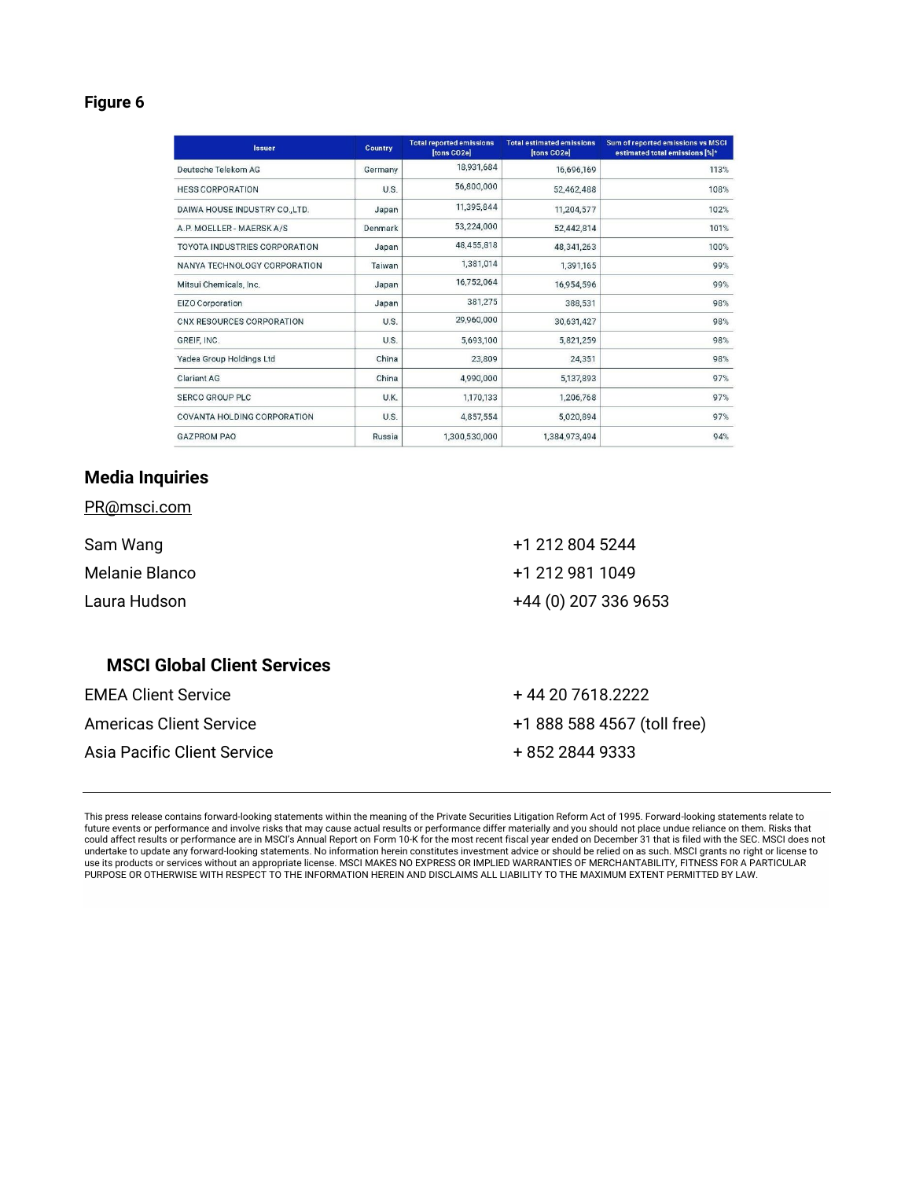**Figure 6**

| Issuer | Country | Total reported emissions [tons CO2e] | Total estimated emissions [tons CO2e] | Sum of reported emissions vs MSCI estimated total emissions [%]* |
|---|---|---|---|---|
| Deutsche Telekom AG | Germany | 18,931,684 | 16,696,169 | 113% |
| HESS CORPORATION | U.S. | 56,800,000 | 52,462,488 | 108% |
| DAIWA HOUSE INDUSTRY CO.,LTD. | Japan | 11,395,844 | 11,204,577 | 102% |
| A.P. MOELLER - MAERSK A/S | Denmark | 53,224,000 | 52,442,814 | 101% |
| TOYOTA INDUSTRIES CORPORATION | Japan | 48,455,818 | 48,341,263 | 100% |
| NANYA TECHNOLOGY CORPORATION | Taiwan | 1,381,014 | 1,391,165 | 99% |
| Mitsui Chemicals, Inc. | Japan | 16,752,064 | 16,954,596 | 99% |
| EIZO Corporation | Japan | 381,275 | 388,531 | 98% |
| CNX RESOURCES CORPORATION | U.S. | 29,960,000 | 30,631,427 | 98% |
| GREIF, INC. | U.S. | 5,693,100 | 5,821,259 | 98% |
| Yadea Group Holdings Ltd | China | 23,809 | 24,351 | 98% |
| Clariant AG | China | 4,990,000 | 5,137,893 | 97% |
| SERCO GROUP PLC | U.K. | 1,170,133 | 1,206,768 | 97% |
| COVANTA HOLDING CORPORATION | U.S. | 4,857,554 | 5,020,894 | 97% |
| GAZPROM PAO | Russia | 1,300,530,000 | 1,384,973,494 | 94% |

## Media Inquiries

PR@msci.com

| | |
|---|---|
| Sam Wang | +1 212 804 5244 |
| Melanie Blanco | +1 212 981 1049 |
| Laura Hudson | +44 (0) 207 336 9653 |

## MSCI Global Client Services

| | |
|---|---|
| EMEA Client Service | + 44 20 7618.2222 |
| Americas Client Service | +1 888 588 4567 (toll free) |
| Asia Pacific Client Service | + 852 2844 9333 |

This press release contains forward-looking statements within the meaning of the Private Securities Litigation Reform Act of 1995. Forward-looking statements relate to future events or performance and involve risks that may cause actual results or performance differ materially and you should not place undue reliance on them. Risks that could affect results or performance are in MSCI's Annual Report on Form 10-K for the most recent fiscal year ended on December 31 that is filed with the SEC. MSCI does not undertake to update any forward-looking statements. No information herein constitutes investment advice or should be relied on as such. MSCI grants no right or license to use its products or services without an appropriate license. MSCI MAKES NO EXPRESS OR IMPLIED WARRANTIES OF MERCHANTABILITY, FITNESS FOR A PARTICULAR PURPOSE OR OTHERWISE WITH RESPECT TO THE INFORMATION HEREIN AND DISCLAIMS ALL LIABILITY TO THE MAXIMUM EXTENT PERMITTED BY LAW.